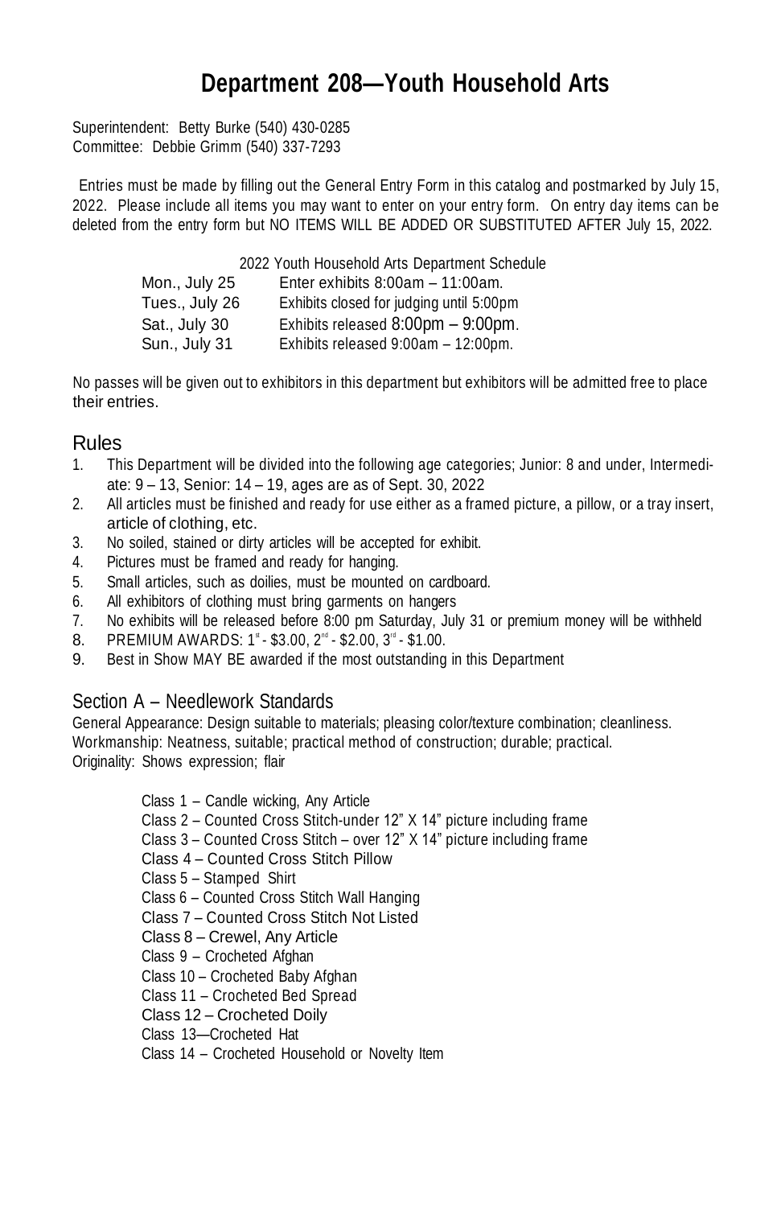# Department 208—Youth Household Arts

Superintendent: Betty Burke (540) 430-0285
Committee: Debbie Grimm (540) 337-7293

Entries must be made by filling out the General Entry Form in this catalog and postmarked by July 15, 2022. Please include all items you may want to enter on your entry form. On entry day items can be deleted from the entry form but NO ITEMS WILL BE ADDED OR SUBSTITUTED AFTER July 15, 2022.

2022 Youth Household Arts Department Schedule

| | |
|---|---|
| Mon., July 25 | Enter exhibits 8:00am – 11:00am. |
| Tues., July 26 | Exhibits closed for judging until 5:00pm |
| Sat., July 30 | Exhibits released 8:00pm – 9:00pm. |
| Sun., July 31 | Exhibits released 9:00am – 12:00pm. |

No passes will be given out to exhibitors in this department but exhibitors will be admitted free to place their entries.

## Rules

1. This Department will be divided into the following age categories; Junior: 8 and under, Intermediate: 9 – 13, Senior: 14 – 19, ages are as of Sept. 30, 2022
2. All articles must be finished and ready for use either as a framed picture, a pillow, or a tray insert, article of clothing, etc.
3. No soiled, stained or dirty articles will be accepted for exhibit.
4. Pictures must be framed and ready for hanging.
5. Small articles, such as doilies, must be mounted on cardboard.
6. All exhibitors of clothing must bring garments on hangers
7. No exhibits will be released before 8:00 pm Saturday, July 31 or premium money will be withheld
8. PREMIUM AWARDS: 1st - $3.00, 2nd - $2.00, 3rd - $1.00.
9. Best in Show MAY BE awarded if the most outstanding in this Department

## Section A – Needlework Standards

General Appearance: Design suitable to materials; pleasing color/texture combination; cleanliness.
Workmanship: Neatness, suitable; practical method of construction; durable; practical.
Originality: Shows expression; flair

Class 1 – Candle wicking, Any Article
Class 2 – Counted Cross Stitch-under 12" X 14" picture including frame
Class 3 – Counted Cross Stitch – over 12" X 14" picture including frame
Class 4 – Counted Cross Stitch Pillow
Class 5 – Stamped Shirt
Class 6 – Counted Cross Stitch Wall Hanging
Class 7 – Counted Cross Stitch Not Listed
Class 8 – Crewel, Any Article
Class 9 – Crocheted Afghan
Class 10 – Crocheted Baby Afghan
Class 11 – Crocheted Bed Spread
Class 12 – Crocheted Doily
Class 13—Crocheted Hat
Class 14 – Crocheted Household or Novelty Item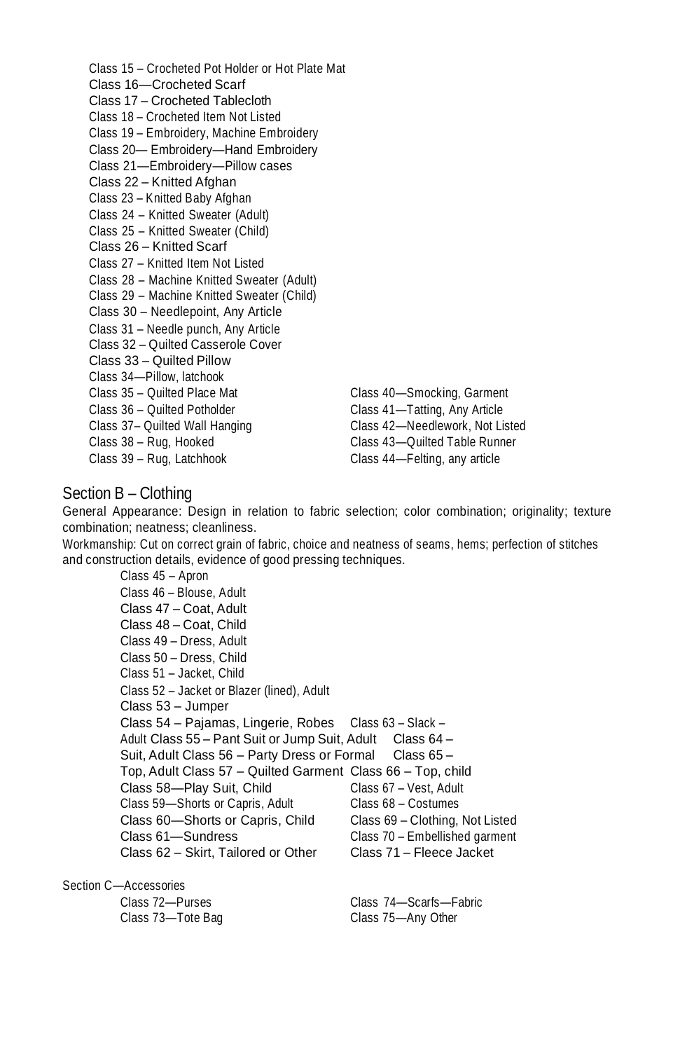- Class 15 – Crocheted Pot Holder or Hot Plate Mat
- Class 16—Crocheted Scarf
- Class 17 – Crocheted Tablecloth
- Class 18 – Crocheted Item Not Listed
- Class 19 – Embroidery, Machine Embroidery
- Class 20— Embroidery—Hand Embroidery
- Class 21—Embroidery—Pillow cases
- Class 22 – Knitted Afghan
- Class 23 – Knitted Baby Afghan
- Class 24 – Knitted Sweater (Adult)
- Class 25 – Knitted Sweater (Child)
- Class 26 – Knitted Scarf
- Class 27 – Knitted Item Not Listed
- Class 28 – Machine Knitted Sweater (Adult)
- Class 29 – Machine Knitted Sweater (Child)
- Class 30 – Needlepoint, Any Article
- Class 31 – Needle punch, Any Article
- Class 32 – Quilted Casserole Cover
- Class 33 – Quilted Pillow
- Class 34—Pillow, latchook
- Class 35 – Quilted Place Mat
- Class 36 – Quilted Potholder
- Class 37– Quilted Wall Hanging
- Class 38 – Rug, Hooked
- Class 39 – Rug, Latchhook
- Class 40—Smocking, Garment
- Class 41—Tatting, Any Article
- Class 42—Needlework, Not Listed
- Class 43—Quilted Table Runner
- Class 44—Felting, any article

## Section B – Clothing

General Appearance: Design in relation to fabric selection; color combination; originality; texture combination; neatness; cleanliness.

Workmanship: Cut on correct grain of fabric, choice and neatness of seams, hems; perfection of stitches and construction details, evidence of good pressing techniques.

- Class 45 – Apron
- Class 46 – Blouse, Adult
- Class 47 – Coat, Adult
- Class 48 – Coat, Child
- Class 49 – Dress, Adult
- Class 50 – Dress, Child
- Class 51 – Jacket, Child
- Class 52 – Jacket or Blazer (lined), Adult
- Class 53 – Jumper
- Class 54 – Pajamas, Lingerie, Robes
- Class 55 – Pant Suit or Jump Suit, Adult
- Class 56 – Party Dress or Formal
- Class 57 – Quilted Garment
- Class 58—Play Suit, Child
- Class 59—Shorts or Capris, Adult
- Class 60—Shorts or Capris, Child
- Class 61—Sundress
- Class 62 – Skirt, Tailored or Other
- Class 63 – Slack – Adult
- Class 64 – Suit, Adult
- Class 65 – Top, Adult
- Class 66 – Top, child
- Class 67 – Vest, Adult
- Class 68 – Costumes
- Class 69 – Clothing, Not Listed
- Class 70 – Embellished garment
- Class 71 – Fleece Jacket

Section C—Accessories

- Class 72—Purses
- Class 73—Tote Bag
- Class 74—Scarfs—Fabric
- Class 75—Any Other